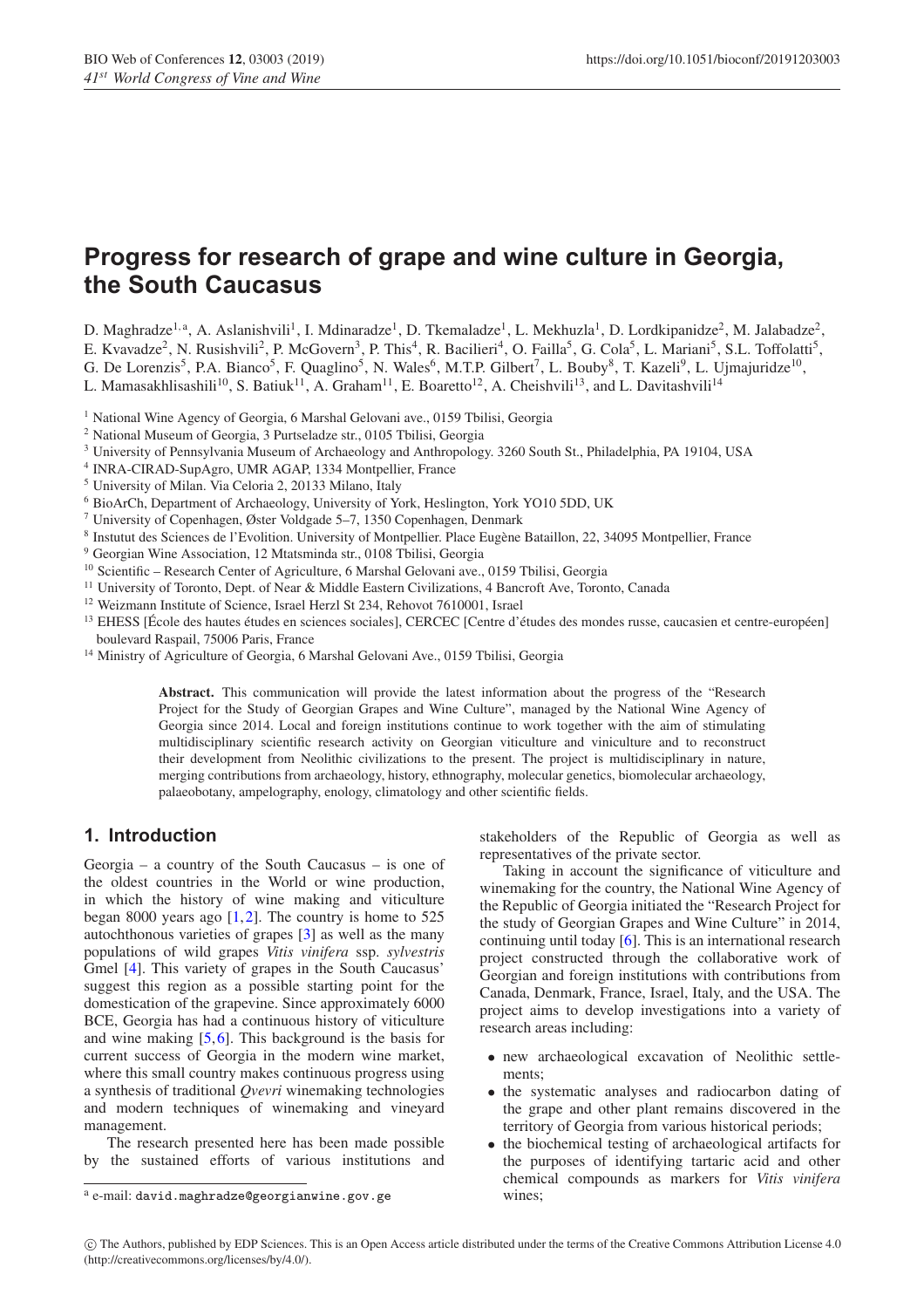# Progress for research of grape and wine culture in Georgia, the South Caucasus

D. Maghradze[1,a], A. Aslanishvili[1], I. Mdinaradze[1], D. Tkemaladze[1], L. Mekhuzla[1], D. Lordkipanidze[2], M. Jalabadze[2], E. Kvavadze[2], N. Rusishvili[2], P. McGovern[3], P. This[4], R. Bacilieri[4], O. Failla[5], G. Cola[5], L. Mariani[5], S.L. Toffolatti[5], G. De Lorenzis[5], P.A. Bianco[5], F. Quaglino[5], N. Wales[6], M.T.P. Gilbert[7], L. Bouby[8], T. Kazeli[9], L. Ujmajuridze[10], L. Mamasakhlisashili[10], S. Batiuk[11], A. Graham[11], E. Boaretto[12], A. Cheishvili[13], and L. Davitashvili[14]

[1] National Wine Agency of Georgia, 6 Marshal Gelovani ave., 0159 Tbilisi, Georgia
[2] National Museum of Georgia, 3 Purtseladze str., 0105 Tbilisi, Georgia
[3] University of Pennsylvania Museum of Archaeology and Anthropology. 3260 South St., Philadelphia, PA 19104, USA
[4] INRA-CIRAD-SupAgro, UMR AGAP, 1334 Montpellier, France
[5] University of Milan. Via Celoria 2, 20133 Milano, Italy
[6] BioArCh, Department of Archaeology, University of York, Heslington, York YO10 5DD, UK
[7] University of Copenhagen, Øster Voldgade 5–7, 1350 Copenhagen, Denmark
[8] Instutut des Sciences de l'Evolition. University of Montpellier. Place Eugène Bataillon, 22, 34095 Montpellier, France
[9] Georgian Wine Association, 12 Mtatsminda str., 0108 Tbilisi, Georgia
[10] Scientific – Research Center of Agriculture, 6 Marshal Gelovani ave., 0159 Tbilisi, Georgia
[11] University of Toronto, Dept. of Near & Middle Eastern Civilizations, 4 Bancroft Ave, Toronto, Canada
[12] Weizmann Institute of Science, Israel Herzl St 234, Rehovot 7610001, Israel
[13] EHESS [École des hautes études en sciences sociales], CERCEC [Centre d'études des mondes russe, caucasien et centre-européen] boulevard Raspail, 75006 Paris, France
[14] Ministry of Agriculture of Georgia, 6 Marshal Gelovani Ave., 0159 Tbilisi, Georgia

**Abstract.** This communication will provide the latest information about the progress of the "Research Project for the Study of Georgian Grapes and Wine Culture", managed by the National Wine Agency of Georgia since 2014. Local and foreign institutions continue to work together with the aim of stimulating multidisciplinary scientific research activity on Georgian viticulture and viniculture and to reconstruct their development from Neolithic civilizations to the present. The project is multidisciplinary in nature, merging contributions from archaeology, history, ethnography, molecular genetics, biomolecular archaeology, palaeobotany, ampelography, enology, climatology and other scientific fields.

## 1. Introduction

Georgia – a country of the South Caucasus – is one of the oldest countries in the World or wine production, in which the history of wine making and viticulture began 8000 years ago [1,2]. The country is home to 525 autochthonous varieties of grapes [3] as well as the many populations of wild grapes *Vitis vinifera* ssp. *sylvestris* Gmel [4]. This variety of grapes in the South Caucasus' suggest this region as a possible starting point for the domestication of the grapevine. Since approximately 6000 BCE, Georgia has had a continuous history of viticulture and wine making [5,6]. This background is the basis for current success of Georgia in the modern wine market, where this small country makes continuous progress using a synthesis of traditional *Qvevri* winemaking technologies and modern techniques of winemaking and vineyard management.

The research presented here has been made possible by the sustained efforts of various institutions and stakeholders of the Republic of Georgia as well as representatives of the private sector.

Taking in account the significance of viticulture and winemaking for the country, the National Wine Agency of the Republic of Georgia initiated the "Research Project for the study of Georgian Grapes and Wine Culture" in 2014, continuing until today [6]. This is an international research project constructed through the collaborative work of Georgian and foreign institutions with contributions from Canada, Denmark, France, Israel, Italy, and the USA. The project aims to develop investigations into a variety of research areas including:

- new archaeological excavation of Neolithic settlements;
- the systematic analyses and radiocarbon dating of the grape and other plant remains discovered in the territory of Georgia from various historical periods;
- the biochemical testing of archaeological artifacts for the purposes of identifying tartaric acid and other chemical compounds as markers for *Vitis vinifera* wines;

[a] e-mail: david.maghradze@georgianwine.gov.ge

© The Authors, published by EDP Sciences. This is an Open Access article distributed under the terms of the Creative Commons Attribution License 4.0 (http://creativecommons.org/licenses/by/4.0/).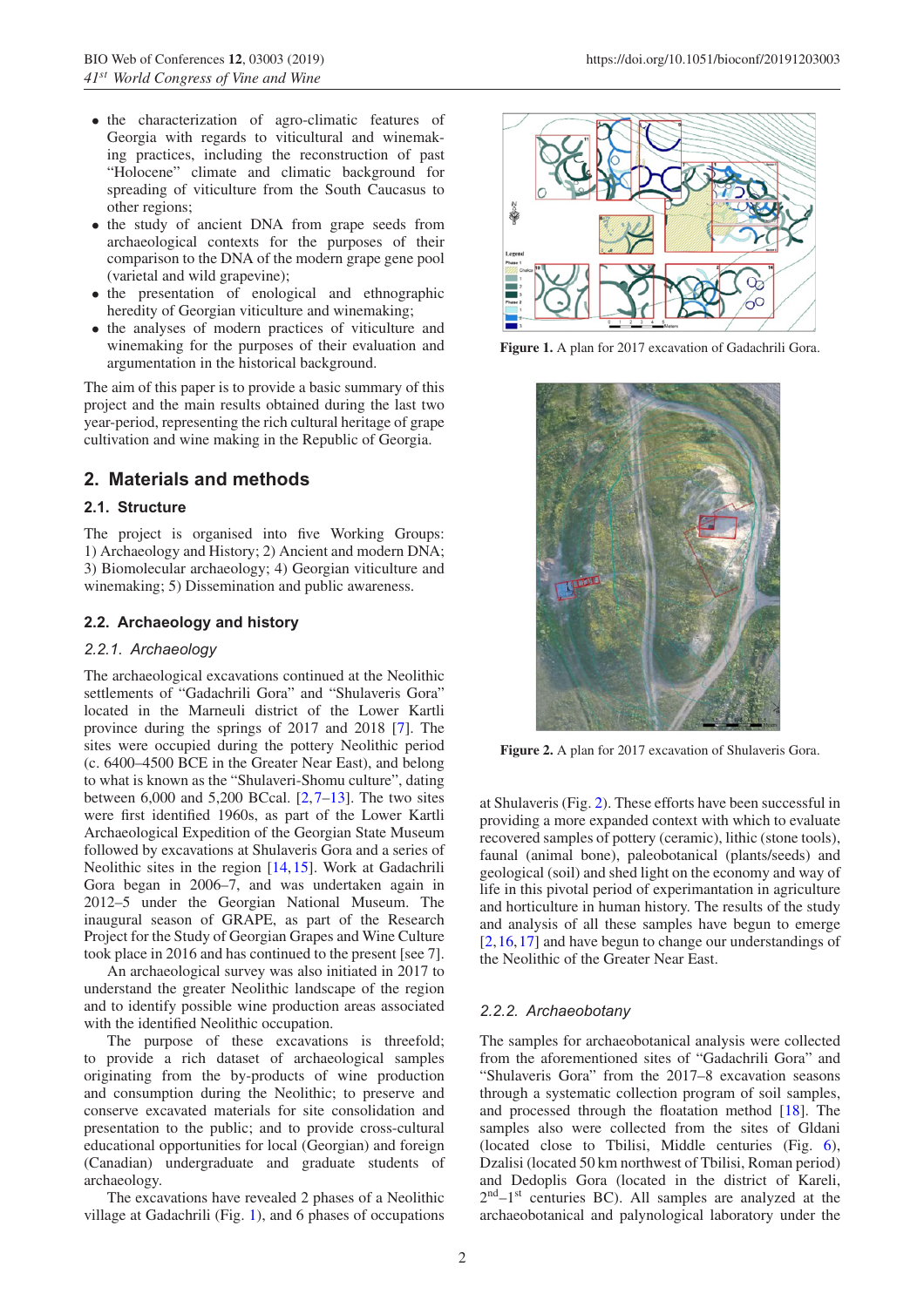- the characterization of agro-climatic features of Georgia with regards to viticultural and winemaking practices, including the reconstruction of past "Holocene" climate and climatic background for spreading of viticulture from the South Caucasus to other regions;
- the study of ancient DNA from grape seeds from archaeological contexts for the purposes of their comparison to the DNA of the modern grape gene pool (varietal and wild grapevine);
- the presentation of enological and ethnographic heredity of Georgian viticulture and winemaking;
- the analyses of modern practices of viticulture and winemaking for the purposes of their evaluation and argumentation in the historical background.

The aim of this paper is to provide a basic summary of this project and the main results obtained during the last two year-period, representing the rich cultural heritage of grape cultivation and wine making in the Republic of Georgia.

## 2. Materials and methods

### 2.1. Structure

The project is organised into five Working Groups: 1) Archaeology and History; 2) Ancient and modern DNA; 3) Biomolecular archaeology; 4) Georgian viticulture and winemaking; 5) Dissemination and public awareness.

### 2.2. Archaeology and history

#### *2.2.1. Archaeology*

The archaeological excavations continued at the Neolithic settlements of "Gadachrili Gora" and "Shulaveris Gora" located in the Marneuli district of the Lower Kartli province during the springs of 2017 and 2018 [7]. The sites were occupied during the pottery Neolithic period (c. 6400–4500 BCE in the Greater Near East), and belong to what is known as the "Shulaveri-Shomu culture", dating between 6,000 and 5,200 BCcal. [2,7–13]. The two sites were first identified 1960s, as part of the Lower Kartli Archaeological Expedition of the Georgian State Museum followed by excavations at Shulaveris Gora and a series of Neolithic sites in the region [14,15]. Work at Gadachrili Gora began in 2006–7, and was undertaken again in 2012–5 under the Georgian National Museum. The inaugural season of GRAPE, as part of the Research Project for the Study of Georgian Grapes and Wine Culture took place in 2016 and has continued to the present [see 7].

An archaeological survey was also initiated in 2017 to understand the greater Neolithic landscape of the region and to identify possible wine production areas associated with the identified Neolithic occupation.

The purpose of these excavations is threefold; to provide a rich dataset of archaeological samples originating from the by-products of wine production and consumption during the Neolithic; to preserve and conserve excavated materials for site consolidation and presentation to the public; and to provide cross-cultural educational opportunities for local (Georgian) and foreign (Canadian) undergraduate and graduate students of archaeology.

The excavations have revealed 2 phases of a Neolithic village at Gadachrili (Fig. 1), and 6 phases of occupations at Shulaveris (Fig. 2). These efforts have been successful in providing a more expanded context with which to evaluate recovered samples of pottery (ceramic), lithic (stone tools), faunal (animal bone), paleobotanical (plants/seeds) and geological (soil) and shed light on the economy and way of life in this pivotal period of experimantation in agriculture and horticulture in human history. The results of the study and analysis of all these samples have begun to emerge [2,16,17] and have begun to change our understandings of the Neolithic of the Greater Near East.

**Figure 1.** A plan for 2017 excavation of Gadachrili Gora.

**Figure 2.** A plan for 2017 excavation of Shulaveris Gora.

#### *2.2.2. Archaeobotany*

The samples for archaeobotanical analysis were collected from the aforementioned sites of "Gadachrili Gora" and "Shulaveris Gora" from the 2017–8 excavation seasons through a systematic collection program of soil samples, and processed through the floatation method [18]. The samples also were collected from the sites of Gldani (located close to Tbilisi, Middle centuries (Fig. 6), Dzalisi (located 50 km northwest of Tbilisi, Roman period) and Dedoplis Gora (located in the district of Kareli, 2nd–1st centuries BC). All samples are analyzed at the archaeobotanical and palynological laboratory under the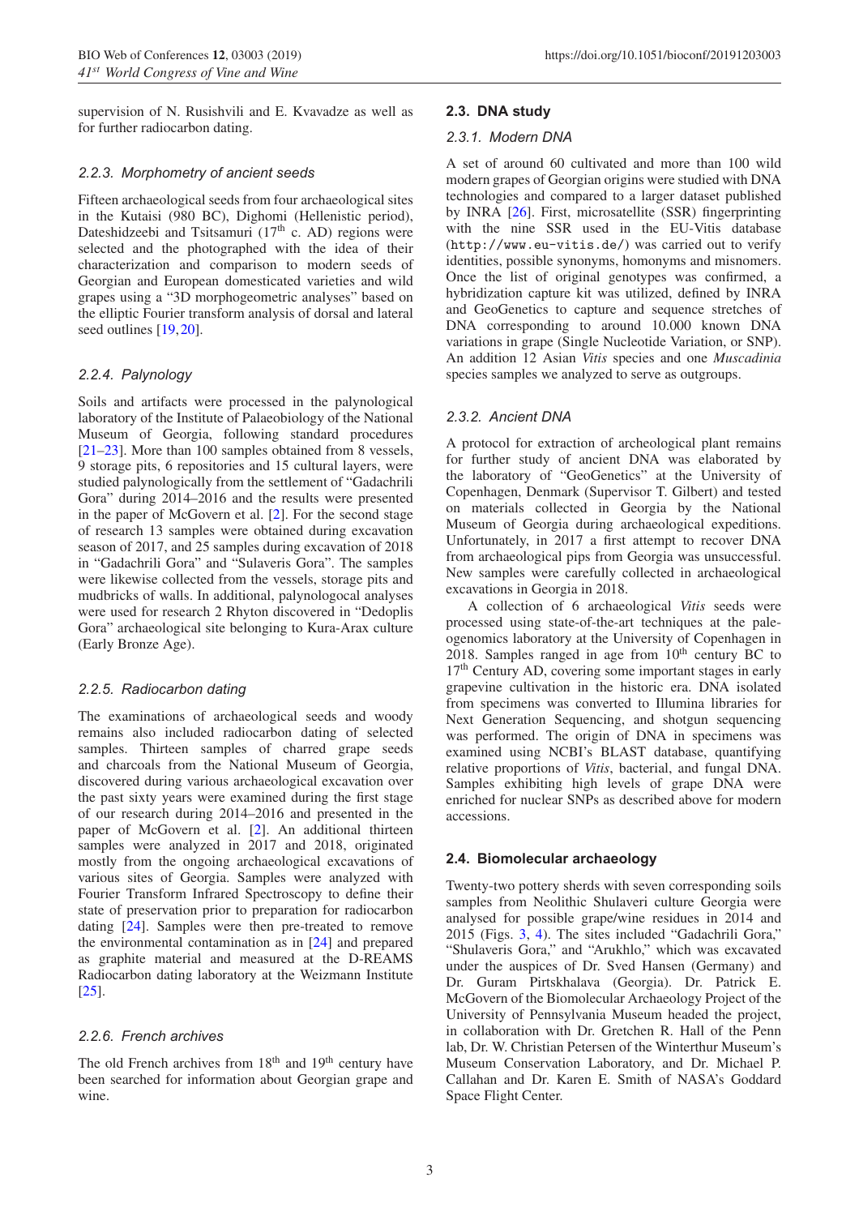supervision of N. Rusishvili and E. Kvavadze as well as for further radiocarbon dating.

### 2.2.3. Morphometry of ancient seeds

Fifteen archaeological seeds from four archaeological sites in the Kutaisi (980 BC), Dighomi (Hellenistic period), Dateshidzeebi and Tsitsamuri (17th c. AD) regions were selected and the photographed with the idea of their characterization and comparison to modern seeds of Georgian and European domesticated varieties and wild grapes using a "3D morphogeometric analyses" based on the elliptic Fourier transform analysis of dorsal and lateral seed outlines [19,20].

### 2.2.4. Palynology

Soils and artifacts were processed in the palynological laboratory of the Institute of Palaeobiology of the National Museum of Georgia, following standard procedures [21–23]. More than 100 samples obtained from 8 vessels, 9 storage pits, 6 repositories and 15 cultural layers, were studied palynologically from the settlement of "Gadachrili Gora" during 2014–2016 and the results were presented in the paper of McGovern et al. [2]. For the second stage of research 13 samples were obtained during excavation season of 2017, and 25 samples during excavation of 2018 in "Gadachrili Gora" and "Sulaveris Gora". The samples were likewise collected from the vessels, storage pits and mudbricks of walls. In additional, palynologocal analyses were used for research 2 Rhyton discovered in "Dedoplis Gora" archaeological site belonging to Kura-Arax culture (Early Bronze Age).

### 2.2.5. Radiocarbon dating

The examinations of archaeological seeds and woody remains also included radiocarbon dating of selected samples. Thirteen samples of charred grape seeds and charcoals from the National Museum of Georgia, discovered during various archaeological excavation over the past sixty years were examined during the first stage of our research during 2014–2016 and presented in the paper of McGovern et al. [2]. An additional thirteen samples were analyzed in 2017 and 2018, originated mostly from the ongoing archaeological excavations of various sites of Georgia. Samples were analyzed with Fourier Transform Infrared Spectroscopy to define their state of preservation prior to preparation for radiocarbon dating [24]. Samples were then pre-treated to remove the environmental contamination as in [24] and prepared as graphite material and measured at the D-REAMS Radiocarbon dating laboratory at the Weizmann Institute [25].

### 2.2.6. French archives

The old French archives from 18th and 19th century have been searched for information about Georgian grape and wine.

## 2.3. DNA study

### 2.3.1. Modern DNA

A set of around 60 cultivated and more than 100 wild modern grapes of Georgian origins were studied with DNA technologies and compared to a larger dataset published by INRA [26]. First, microsatellite (SSR) fingerprinting with the nine SSR used in the EU-Vitis database (`http://www.eu-vitis.de/`) was carried out to verify identities, possible synonyms, homonyms and misnomers. Once the list of original genotypes was confirmed, a hybridization capture kit was utilized, defined by INRA and GeoGenetics to capture and sequence stretches of DNA corresponding to around 10.000 known DNA variations in grape (Single Nucleotide Variation, or SNP). An addition 12 Asian *Vitis* species and one *Muscadinia* species samples we analyzed to serve as outgroups.

### 2.3.2. Ancient DNA

A protocol for extraction of archeological plant remains for further study of ancient DNA was elaborated by the laboratory of "GeoGenetics" at the University of Copenhagen, Denmark (Supervisor T. Gilbert) and tested on materials collected in Georgia by the National Museum of Georgia during archaeological expeditions. Unfortunately, in 2017 a first attempt to recover DNA from archaeological pips from Georgia was unsuccessful. New samples were carefully collected in archaeological excavations in Georgia in 2018.

A collection of 6 archaeological *Vitis* seeds were processed using state-of-the-art techniques at the paleogenomics laboratory at the University of Copenhagen in 2018. Samples ranged in age from 10th century BC to 17th Century AD, covering some important stages in early grapevine cultivation in the historic era. DNA isolated from specimens was converted to Illumina libraries for Next Generation Sequencing, and shotgun sequencing was performed. The origin of DNA in specimens was examined using NCBI's BLAST database, quantifying relative proportions of *Vitis*, bacterial, and fungal DNA. Samples exhibiting high levels of grape DNA were enriched for nuclear SNPs as described above for modern accessions.

## 2.4. Biomolecular archaeology

Twenty-two pottery sherds with seven corresponding soils samples from Neolithic Shulaveri culture Georgia were analysed for possible grape/wine residues in 2014 and 2015 (Figs. 3, 4). The sites included "Gadachrili Gora," "Shulaveris Gora," and "Arukhlo," which was excavated under the auspices of Dr. Sved Hansen (Germany) and Dr. Guram Pirtskhalava (Georgia). Dr. Patrick E. McGovern of the Biomolecular Archaeology Project of the University of Pennsylvania Museum headed the project, in collaboration with Dr. Gretchen R. Hall of the Penn lab, Dr. W. Christian Petersen of the Winterthur Museum's Museum Conservation Laboratory, and Dr. Michael P. Callahan and Dr. Karen E. Smith of NASA's Goddard Space Flight Center.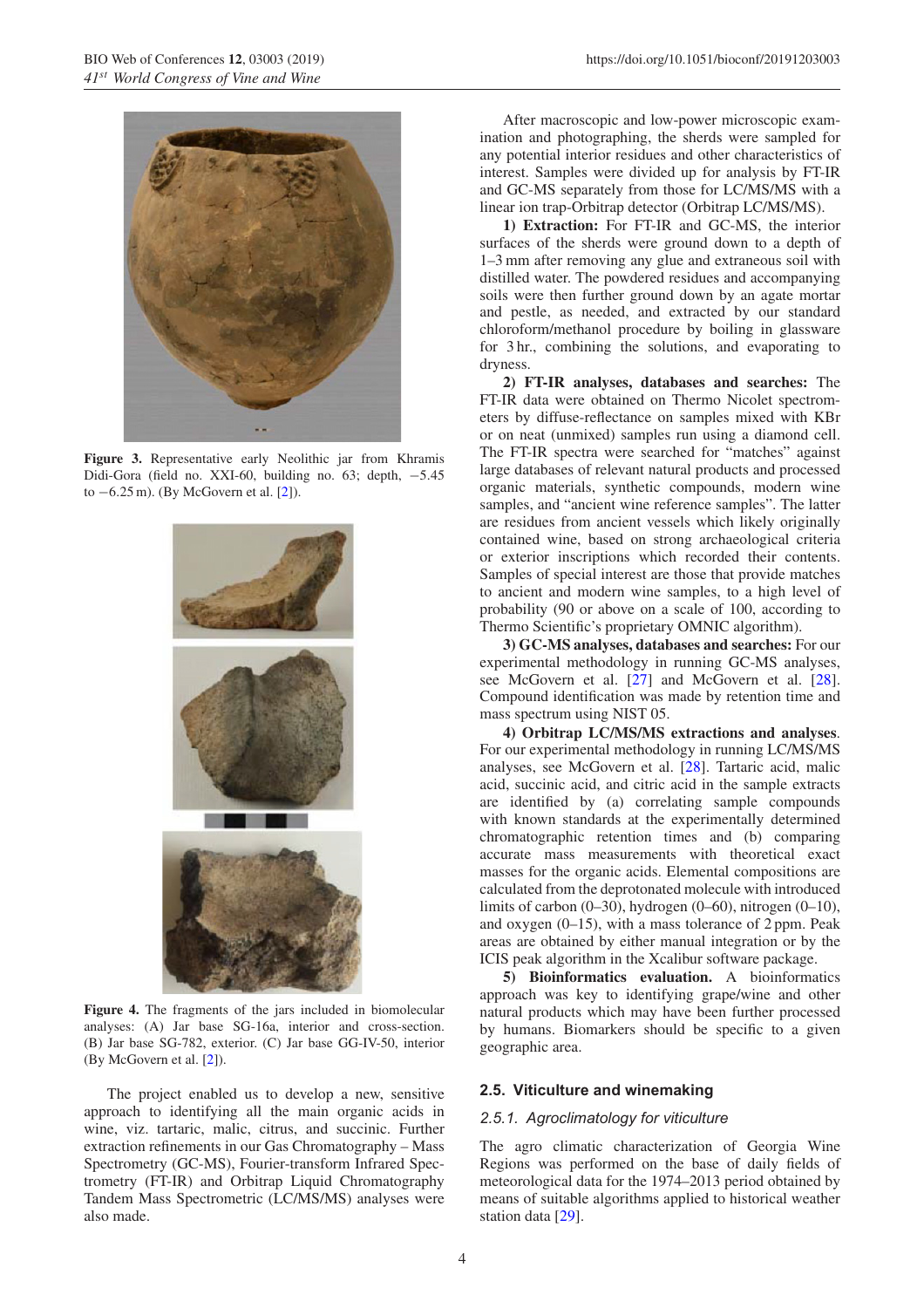**Figure 3.** Representative early Neolithic jar from Khramis Didi-Gora (field no. XXI-60, building no. 63; depth, −5.45 to −6.25 m). (By McGovern et al. [2]).

**Figure 4.** The fragments of the jars included in biomolecular analyses: (A) Jar base SG-16a, interior and cross-section. (B) Jar base SG-782, exterior. (C) Jar base GG-IV-50, interior (By McGovern et al. [2]).

The project enabled us to develop a new, sensitive approach to identifying all the main organic acids in wine, viz. tartaric, malic, citrus, and succinic. Further extraction refinements in our Gas Chromatography – Mass Spectrometry (GC-MS), Fourier-transform Infrared Spectrometry (FT-IR) and Orbitrap Liquid Chromatography Tandem Mass Spectrometric (LC/MS/MS) analyses were also made.

After macroscopic and low-power microscopic examination and photographing, the sherds were sampled for any potential interior residues and other characteristics of interest. Samples were divided up for analysis by FT-IR and GC-MS separately from those for LC/MS/MS with a linear ion trap-Orbitrap detector (Orbitrap LC/MS/MS).

**1) Extraction:** For FT-IR and GC-MS, the interior surfaces of the sherds were ground down to a depth of 1–3 mm after removing any glue and extraneous soil with distilled water. The powdered residues and accompanying soils were then further ground down by an agate mortar and pestle, as needed, and extracted by our standard chloroform/methanol procedure by boiling in glassware for 3 hr., combining the solutions, and evaporating to dryness.

**2) FT-IR analyses, databases and searches:** The FT-IR data were obtained on Thermo Nicolet spectrometers by diffuse-reflectance on samples mixed with KBr or on neat (unmixed) samples run using a diamond cell. The FT-IR spectra were searched for "matches" against large databases of relevant natural products and processed organic materials, synthetic compounds, modern wine samples, and "ancient wine reference samples". The latter are residues from ancient vessels which likely originally contained wine, based on strong archaeological criteria or exterior inscriptions which recorded their contents. Samples of special interest are those that provide matches to ancient and modern wine samples, to a high level of probability (90 or above on a scale of 100, according to Thermo Scientific's proprietary OMNIC algorithm).

**3) GC-MS analyses, databases and searches:** For our experimental methodology in running GC-MS analyses, see McGovern et al. [27] and McGovern et al. [28]. Compound identification was made by retention time and mass spectrum using NIST 05.

**4) Orbitrap LC/MS/MS extractions and analyses**. For our experimental methodology in running LC/MS/MS analyses, see McGovern et al. [28]. Tartaric acid, malic acid, succinic acid, and citric acid in the sample extracts are identified by (a) correlating sample compounds with known standards at the experimentally determined chromatographic retention times and (b) comparing accurate mass measurements with theoretical exact masses for the organic acids. Elemental compositions are calculated from the deprotonated molecule with introduced limits of carbon (0–30), hydrogen (0–60), nitrogen (0–10), and oxygen (0–15), with a mass tolerance of 2 ppm. Peak areas are obtained by either manual integration or by the ICIS peak algorithm in the Xcalibur software package.

**5) Bioinformatics evaluation.** A bioinformatics approach was key to identifying grape/wine and other natural products which may have been further processed by humans. Biomarkers should be specific to a given geographic area.

### 2.5. Viticulture and winemaking

#### 2.5.1. Agroclimatology for viticulture

The agro climatic characterization of Georgia Wine Regions was performed on the base of daily fields of meteorological data for the 1974–2013 period obtained by means of suitable algorithms applied to historical weather station data [29].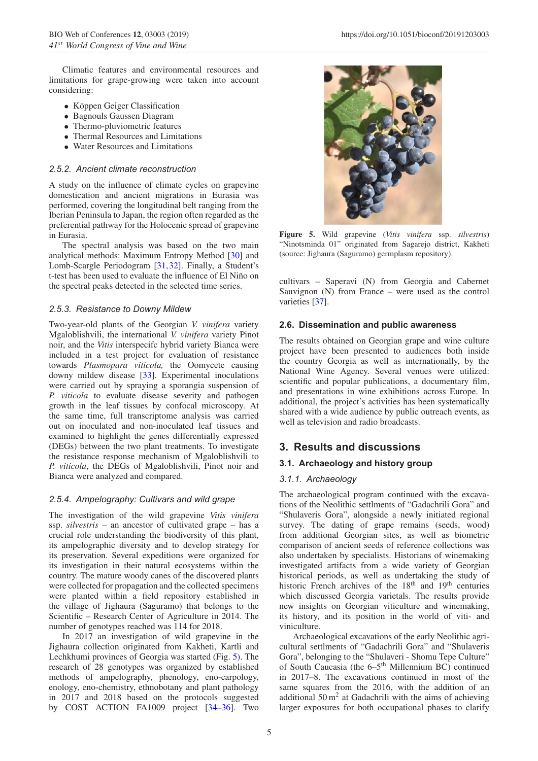Climatic features and environmental resources and limitations for grape-growing were taken into account considering:

- Köppen Geiger Classification
- Bagnouls Gaussen Diagram
- Thermo-pluviometric features
- Thermal Resources and Limitations
- Water Resources and Limitations

### *2.5.2. Ancient climate reconstruction*

A study on the influence of climate cycles on grapevine domestication and ancient migrations in Eurasia was performed, covering the longitudinal belt ranging from the Iberian Peninsula to Japan, the region often regarded as the preferential pathway for the Holocenic spread of grapevine in Eurasia.

The spectral analysis was based on the two main analytical methods: Maximum Entropy Method [30] and Lomb-Scargle Periodogram [31,32]. Finally, a Student's t-test has been used to evaluate the influence of El Niño on the spectral peaks detected in the selected time series.

### *2.5.3. Resistance to Downy Mildew*

Two-year-old plants of the Georgian *V. vinifera* variety Mgaloblishvili, the international *V. vinifera* variety Pinot noir, and the *Vitis* interspecifc hybrid variety Bianca were included in a test project for evaluation of resistance towards *Plasmopara viticola,* the Oomycete causing downy mildew disease [33]. Experimental inoculations were carried out by spraying a sporangia suspension of *P. viticola* to evaluate disease severity and pathogen growth in the leaf tissues by confocal microscopy. At the same time, full transcriptome analysis was carried out on inoculated and non-inoculated leaf tissues and examined to highlight the genes differentially expressed (DEGs) between the two plant treatments. To investigate the resistance response mechanism of Mgaloblishvili to *P. viticola*, the DEGs of Mgaloblishvili, Pinot noir and Bianca were analyzed and compared.

### *2.5.4. Ampelography: Cultivars and wild grape*

The investigation of the wild grapevine *Vitis vinifera* ssp. *silvestris* – an ancestor of cultivated grape – has a crucial role understanding the biodiversity of this plant, its ampelographic diversity and to develop strategy for its preservation. Several expeditions were organized for its investigation in their natural ecosystems within the country. The mature woody canes of the discovered plants were collected for propagation and the collected specimens were planted within a field repository established in the village of Jighaura (Saguramo) that belongs to the Scientific – Research Center of Agriculture in 2014. The number of genotypes reached was 114 for 2018.

In 2017 an investigation of wild grapevine in the Jighaura collection originated from Kakheti, Kartli and Lechkhumi provinces of Georgia was started (Fig. 5). The research of 28 genotypes was organized by established methods of ampelography, phenology, eno-carpology, enology, eno-chemistry, ethnobotany and plant pathology in 2017 and 2018 based on the protocols suggested by COST ACTION FA1009 project [34–36]. Two cultivars – Saperavi (N) from Georgia and Cabernet Sauvignon (N) from France – were used as the control varieties [37].

**Figure 5.** Wild grapevine (*Vitis vinifera* ssp. *silvestris*) "Ninotsminda 01" originated from Sagarejo district, Kakheti (source: Jighaura (Saguramo) germplasm repository).

### 2.6. Dissemination and public awareness

The results obtained on Georgian grape and wine culture project have been presented to audiences both inside the country Georgia as well as internationally, by the National Wine Agency. Several venues were utilized: scientific and popular publications, a documentary film, and presentations in wine exhibitions across Europe. In additional, the project's activities has been systematically shared with a wide audience by public outreach events, as well as television and radio broadcasts.

## 3. Results and discussions

### 3.1. Archaeology and history group

### *3.1.1. Archaeology*

The archaeological program continued with the excavations of the Neolithic settlments of "Gadachrili Gora" and "Shulaveris Gora", alongside a newly initiated regional survey. The dating of grape remains (seeds, wood) from additional Georgian sites, as well as biometric comparison of ancient seeds of reference collections was also undertaken by specialists. Historians of winemaking investigated artifacts from a wide variety of Georgian historical periods, as well as undertaking the study of historic French archives of the 18th and 19th centuries which discussed Georgia varietals. The results provide new insights on Georgian viticulture and winemaking, its history, and its position in the world of viti- and viniculture.

Archaeological excavations of the early Neolithic agricultural settlments of "Gadachrili Gora" and "Shulaveris Gora", belonging to the "Shulaveri - Shomu Tepe Culture" of South Caucasia (the 6–5th Millennium BC) continued in 2017–8. The excavations continued in most of the same squares from the 2016, with the addition of an additional 50 m$^2$ at Gadachrili with the aims of achieving larger exposures for both occupational phases to clarify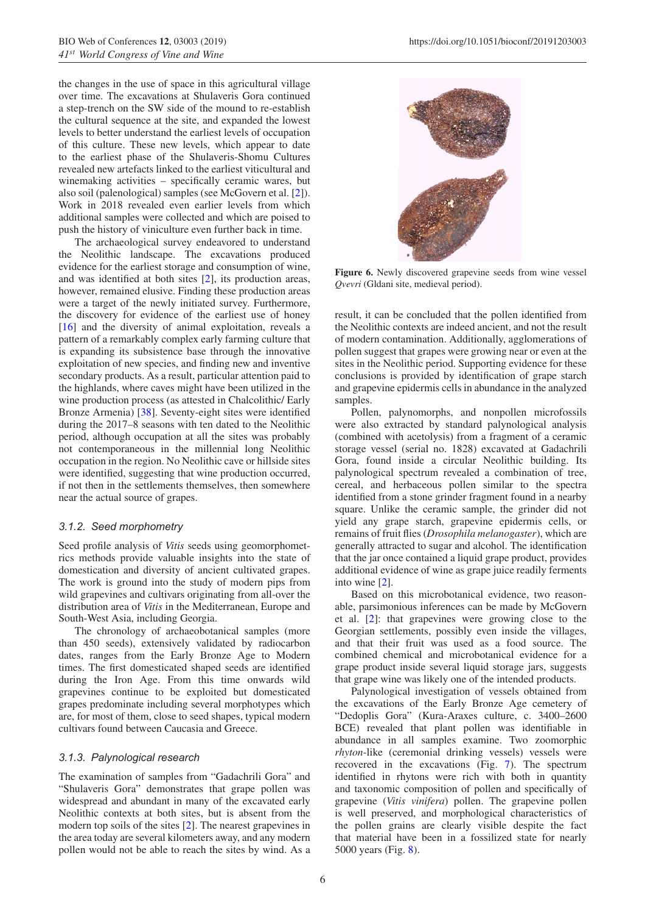the changes in the use of space in this agricultural village over time. The excavations at Shulaveris Gora continued a step-trench on the SW side of the mound to re-establish the cultural sequence at the site, and expanded the lowest levels to better understand the earliest levels of occupation of this culture. These new levels, which appear to date to the earliest phase of the Shulaveris-Shomu Cultures revealed new artefacts linked to the earliest viticultural and winemaking activities – specifically ceramic wares, but also soil (palenological) samples (see McGovern et al. [2]). Work in 2018 revealed even earlier levels from which additional samples were collected and which are poised to push the history of viniculture even further back in time.

The archaeological survey endeavored to understand the Neolithic landscape. The excavations produced evidence for the earliest storage and consumption of wine, and was identified at both sites [2], its production areas, however, remained elusive. Finding these production areas were a target of the newly initiated survey. Furthermore, the discovery for evidence of the earliest use of honey [16] and the diversity of animal exploitation, reveals a pattern of a remarkably complex early farming culture that is expanding its subsistence base through the innovative exploitation of new species, and finding new and inventive secondary products. As a result, particular attention paid to the highlands, where caves might have been utilized in the wine production process (as attested in Chalcolithic/ Early Bronze Armenia) [38]. Seventy-eight sites were identified during the 2017–8 seasons with ten dated to the Neolithic period, although occupation at all the sites was probably not contemporaneous in the millennial long Neolithic occupation in the region. No Neolithic cave or hillside sites were identified, suggesting that wine production occurred, if not then in the settlements themselves, then somewhere near the actual source of grapes.

### *3.1.2. Seed morphometry*

Seed profile analysis of *Vitis* seeds using geomorphometrics methods provide valuable insights into the state of domestication and diversity of ancient cultivated grapes. The work is ground into the study of modern pips from wild grapevines and cultivars originating from all-over the distribution area of *Vitis* in the Mediterranean, Europe and South-West Asia, including Georgia.

The chronology of archaeobotanical samples (more than 450 seeds), extensively validated by radiocarbon dates, ranges from the Early Bronze Age to Modern times. The first domesticated shaped seeds are identified during the Iron Age. From this time onwards wild grapevines continue to be exploited but domesticated grapes predominate including several morphotypes which are, for most of them, close to seed shapes, typical modern cultivars found between Caucasia and Greece.

### *3.1.3. Palynological research*

The examination of samples from "Gadachrili Gora" and "Shulaveris Gora" demonstrates that grape pollen was widespread and abundant in many of the excavated early Neolithic contexts at both sites, but is absent from the modern top soils of the sites [2]. The nearest grapevines in the area today are several kilometers away, and any modern pollen would not be able to reach the sites by wind. As a result, it can be concluded that the pollen identified from the Neolithic contexts are indeed ancient, and not the result of modern contamination. Additionally, agglomerations of pollen suggest that grapes were growing near or even at the sites in the Neolithic period. Supporting evidence for these conclusions is provided by identification of grape starch and grapevine epidermis cells in abundance in the analyzed samples.

**Figure 6.** Newly discovered grapevine seeds from wine vessel *Qvevri* (Gldani site, medieval period).

Pollen, palynomorphs, and nonpollen microfossils were also extracted by standard palynological analysis (combined with acetolysis) from a fragment of a ceramic storage vessel (serial no. 1828) excavated at Gadachrili Gora, found inside a circular Neolithic building. Its palynological spectrum revealed a combination of tree, cereal, and herbaceous pollen similar to the spectra identified from a stone grinder fragment found in a nearby square. Unlike the ceramic sample, the grinder did not yield any grape starch, grapevine epidermis cells, or remains of fruit flies (*Drosophila melanogaster*), which are generally attracted to sugar and alcohol. The identification that the jar once contained a liquid grape product, provides additional evidence of wine as grape juice readily ferments into wine [2].

Based on this microbotanical evidence, two reasonable, parsimonious inferences can be made by McGovern et al. [2]: that grapevines were growing close to the Georgian settlements, possibly even inside the villages, and that their fruit was used as a food source. The combined chemical and microbotanical evidence for a grape product inside several liquid storage jars, suggests that grape wine was likely one of the intended products.

Palynological investigation of vessels obtained from the excavations of the Early Bronze Age cemetery of "Dedoplis Gora" (Kura-Araxes culture, c. 3400–2600 BCE) revealed that plant pollen was identifiable in abundance in all samples examine. Two zoomorphic *rhyton*-like (ceremonial drinking vessels) vessels were recovered in the excavations (Fig. 7). The spectrum identified in rhytons were rich with both in quantity and taxonomic composition of pollen and specifically of grapevine (*Vitis vinifera*) pollen. The grapevine pollen is well preserved, and morphological characteristics of the pollen grains are clearly visible despite the fact that material have been in a fossilized state for nearly 5000 years (Fig. 8).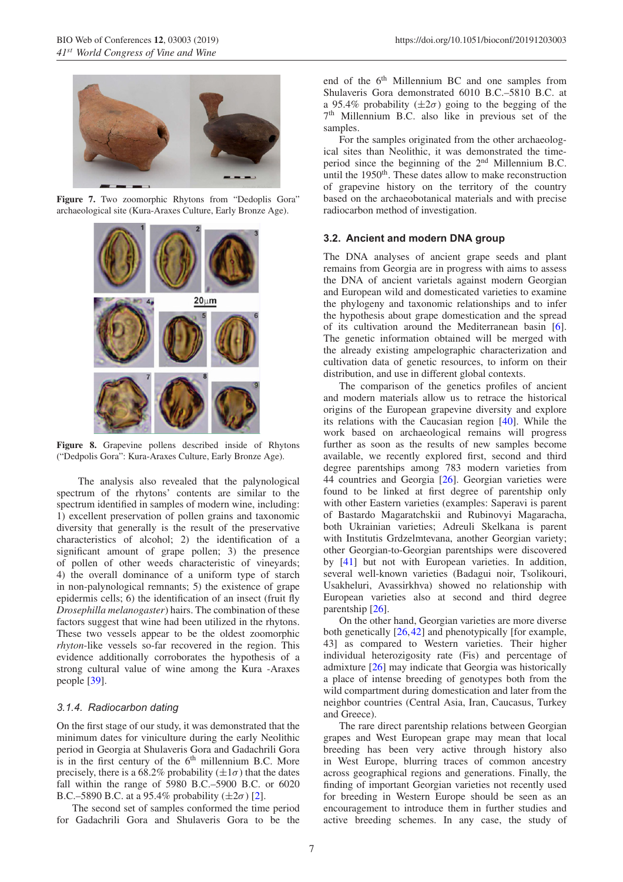**Figure 7.** Two zoomorphic Rhytons from "Dedoplis Gora" archaeological site (Kura-Araxes Culture, Early Bronze Age).

**Figure 8.** Grapevine pollens described inside of Rhytons ("Dedpolis Gora": Kura-Araxes Culture, Early Bronze Age).

The analysis also revealed that the palynological spectrum of the rhytons' contents are similar to the spectrum identified in samples of modern wine, including: 1) excellent preservation of pollen grains and taxonomic diversity that generally is the result of the preservative characteristics of alcohol; 2) the identification of a significant amount of grape pollen; 3) the presence of pollen of other weeds characteristic of vineyards; 4) the overall dominance of a uniform type of starch in non-palynological remnants; 5) the existence of grape epidermis cells; 6) the identification of an insect (fruit fly *Drosephilla melanogaster*) hairs. The combination of these factors suggest that wine had been utilized in the rhytons. These two vessels appear to be the oldest zoomorphic *rhyton*-like vessels so-far recovered in the region. This evidence additionally corroborates the hypothesis of a strong cultural value of wine among the Kura -Araxes people [39].

### 3.1.4. Radiocarbon dating

On the first stage of our study, it was demonstrated that the minimum dates for viniculture during the early Neolithic period in Georgia at Shulaveris Gora and Gadachrili Gora is in the first century of the 6[th] millennium B.C. More precisely, there is a 68.2% probability ($\pm 1\sigma$) that the dates fall within the range of 5980 B.C.–5900 B.C. or 6020 B.C.–5890 B.C. at a 95.4% probability ($\pm 2\sigma$) [2].

The second set of samples conformed the time period for Gadachrili Gora and Shulaveris Gora to be the end of the 6[th] Millennium BC and one samples from Shulaveris Gora demonstrated 6010 B.C.–5810 B.C. at a 95.4% probability ($\pm 2\sigma$) going to the begging of the 7[th] Millennium B.C. also like in previous set of the samples.

For the samples originated from the other archaeological sites than Neolithic, it was demonstrated the time-period since the beginning of the 2[nd] Millennium B.C. until the 1950[th]. These dates allow to make reconstruction of grapevine history on the territory of the country based on the archaeobotanical materials and with precise radiocarbon method of investigation.

## 3.2. Ancient and modern DNA group

The DNA analyses of ancient grape seeds and plant remains from Georgia are in progress with aims to assess the DNA of ancient varietals against modern Georgian and European wild and domesticated varieties to examine the phylogeny and taxonomic relationships and to infer the hypothesis about grape domestication and the spread of its cultivation around the Mediterranean basin [6]. The genetic information obtained will be merged with the already existing ampelographic characterization and cultivation data of genetic resources, to inform on their distribution, and use in different global contexts.

The comparison of the genetics profiles of ancient and modern materials allow us to retrace the historical origins of the European grapevine diversity and explore its relations with the Caucasian region [40]. While the work based on archaeological remains will progress further as soon as the results of new samples become available, we recently explored first, second and third degree parentships among 783 modern varieties from 44 countries and Georgia [26]. Georgian varieties were found to be linked at first degree of parentship only with other Eastern varieties (examples: Saperavi is parent of Bastardo Magaratchskii and Rubinovyi Magaracha, both Ukrainian varieties; Adreuli Skelkana is parent with Institutis Grdzelmtevana, another Georgian variety; other Georgian-to-Georgian parentships were discovered by [41] but not with European varieties. In addition, several well-known varieties (Badagui noir, Tsolikouri, Usakheluri, Avassirkhva) showed no relationship with European varieties also at second and third degree parentship [26].

On the other hand, Georgian varieties are more diverse both genetically [26,42] and phenotypically [for example, 43] as compared to Western varieties. Their higher individual heterozigosity rate (Fis) and percentage of admixture [26] may indicate that Georgia was historically a place of intense breeding of genotypes both from the wild compartment during domestication and later from the neighbor countries (Central Asia, Iran, Caucasus, Turkey and Greece).

The rare direct parentship relations between Georgian grapes and West European grape may mean that local breeding has been very active through history also in West Europe, blurring traces of common ancestry across geographical regions and generations. Finally, the finding of important Georgian varieties not recently used for breeding in Western Europe should be seen as an encouragement to introduce them in further studies and active breeding schemes. In any case, the study of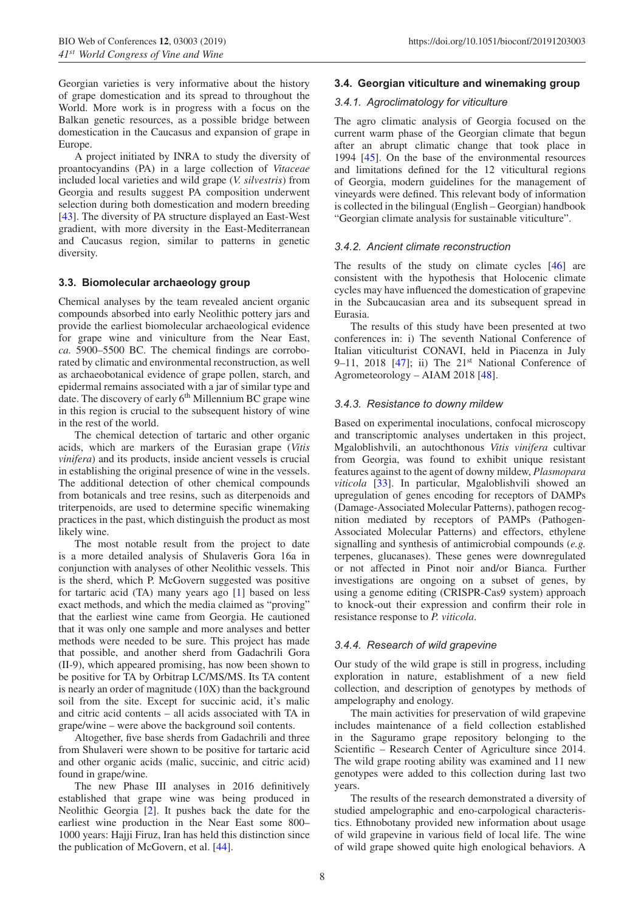Georgian varieties is very informative about the history of grape domestication and its spread to throughout the World. More work is in progress with a focus on the Balkan genetic resources, as a possible bridge between domestication in the Caucasus and expansion of grape in Europe.

A project initiated by INRA to study the diversity of proantocyandins (PA) in a large collection of *Vitaceae* included local varieties and wild grape (*V. silvestris*) from Georgia and results suggest PA composition underwent selection during both domestication and modern breeding [43]. The diversity of PA structure displayed an East-West gradient, with more diversity in the East-Mediterranean and Caucasus region, similar to patterns in genetic diversity.

### 3.3. Biomolecular archaeology group

Chemical analyses by the team revealed ancient organic compounds absorbed into early Neolithic pottery jars and provide the earliest biomolecular archaeological evidence for grape wine and viniculture from the Near East, *ca.* 5900–5500 BC. The chemical findings are corroborated by climatic and environmental reconstruction, as well as archaeobotanical evidence of grape pollen, starch, and epidermal remains associated with a jar of similar type and date. The discovery of early 6th Millennium BC grape wine in this region is crucial to the subsequent history of wine in the rest of the world.

The chemical detection of tartaric and other organic acids, which are markers of the Eurasian grape (*Vitis vinifera*) and its products, inside ancient vessels is crucial in establishing the original presence of wine in the vessels. The additional detection of other chemical compounds from botanicals and tree resins, such as diterpenoids and triterpenoids, are used to determine specific winemaking practices in the past, which distinguish the product as most likely wine.

The most notable result from the project to date is a more detailed analysis of Shulaveris Gora 16a in conjunction with analyses of other Neolithic vessels. This is the sherd, which P. McGovern suggested was positive for tartaric acid (TA) many years ago [1] based on less exact methods, and which the media claimed as "proving" that the earliest wine came from Georgia. He cautioned that it was only one sample and more analyses and better methods were needed to be sure. This project has made that possible, and another sherd from Gadachrili Gora (II-9), which appeared promising, has now been shown to be positive for TA by Orbitrap LC/MS/MS. Its TA content is nearly an order of magnitude (10X) than the background soil from the site. Except for succinic acid, it's malic and citric acid contents – all acids associated with TA in grape/wine – were above the background soil contents.

Altogether, five base sherds from Gadachrili and three from Shulaveri were shown to be positive for tartaric acid and other organic acids (malic, succinic, and citric acid) found in grape/wine.

The new Phase III analyses in 2016 definitively established that grape wine was being produced in Neolithic Georgia [2]. It pushes back the date for the earliest wine production in the Near East some 800–1000 years: Hajji Firuz, Iran has held this distinction since the publication of McGovern, et al. [44].

### 3.4. Georgian viticulture and winemaking group

#### 3.4.1. Agroclimatology for viticulture

The agro climatic analysis of Georgia focused on the current warm phase of the Georgian climate that begun after an abrupt climatic change that took place in 1994 [45]. On the base of the environmental resources and limitations defined for the 12 viticultural regions of Georgia, modern guidelines for the management of vineyards were defined. This relevant body of information is collected in the bilingual (English – Georgian) handbook "Georgian climate analysis for sustainable viticulture".

#### 3.4.2. Ancient climate reconstruction

The results of the study on climate cycles [46] are consistent with the hypothesis that Holocenic climate cycles may have influenced the domestication of grapevine in the Subcaucasian area and its subsequent spread in Eurasia.

The results of this study have been presented at two conferences in: i) The seventh National Conference of Italian viticulturist CONAVI, held in Piacenza in July 9–11, 2018 [47]; ii) The 21st National Conference of Agrometeorology – AIAM 2018 [48].

#### 3.4.3. Resistance to downy mildew

Based on experimental inoculations, confocal microscopy and transcriptomic analyses undertaken in this project, Mgaloblishvili, an autochthonous *Vitis vinifera* cultivar from Georgia, was found to exhibit unique resistant features against to the agent of downy mildew, *Plasmopara viticola* [33]. In particular, Mgaloblishvili showed an upregulation of genes encoding for receptors of DAMPs (Damage-Associated Molecular Patterns), pathogen recognition mediated by receptors of PAMPs (Pathogen-Associated Molecular Patterns) and effectors, ethylene signalling and synthesis of antimicrobial compounds (*e.g.* terpenes, glucanases). These genes were downregulated or not affected in Pinot noir and/or Bianca. Further investigations are ongoing on a subset of genes, by using a genome editing (CRISPR-Cas9 system) approach to knock-out their expression and confirm their role in resistance response to *P. viticola*.

#### 3.4.4. Research of wild grapevine

Our study of the wild grape is still in progress, including exploration in nature, establishment of a new field collection, and description of genotypes by methods of ampelography and enology.

The main activities for preservation of wild grapevine includes maintenance of a field collection established in the Saguramo grape repository belonging to the Scientific – Research Center of Agriculture since 2014. The wild grape rooting ability was examined and 11 new genotypes were added to this collection during last two years.

The results of the research demonstrated a diversity of studied ampelographic and eno-carpological characteristics. Ethnobotany provided new information about usage of wild grapevine in various field of local life. The wine of wild grape showed quite high enological behaviors. A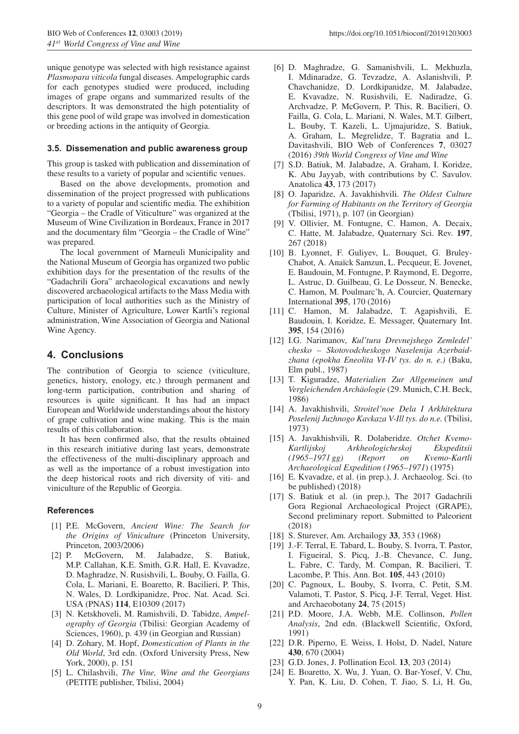unique genotype was selected with high resistance against *Plasmopara viticola* fungal diseases. Ampelographic cards for each genotypes studied were produced, including images of grape organs and summarized results of the descriptors. It was demonstrated the high potentiality of this gene pool of wild grape was involved in domestication or breeding actions in the antiquity of Georgia.

### 3.5. Dissemenation and public awareness group

This group is tasked with publication and dissemination of these results to a variety of popular and scientific venues.

Based on the above developments, promotion and dissemination of the project progressed with publications to a variety of popular and scientific media. The exhibition "Georgia – the Cradle of Viticulture" was organized at the Museum of Wine Civilization in Bordeaux, France in 2017 and the documentary film "Georgia – the Cradle of Wine" was prepared.

The local government of Marneuli Municipality and the National Museum of Georgia has organized two public exhibition days for the presentation of the results of the "Gadachrili Gora" archaeological excavations and newly discovered archaeological artifacts to the Mass Media with participation of local authorities such as the Ministry of Culture, Minister of Agriculture, Lower Kartli's regional administration, Wine Association of Georgia and National Wine Agency.

## 4. Conclusions

The contribution of Georgia to science (viticulture, genetics, history, enology, etc.) through permanent and long-term participation, contribution and sharing of resources is quite significant. It has had an impact European and Worldwide understandings about the history of grape cultivation and wine making. This is the main results of this collaboration.

It has been confirmed also, that the results obtained in this research initiative during last years, demonstrate the effectiveness of the multi-disciplinary approach and as well as the importance of a robust investigation into the deep historical roots and rich diversity of viti- and viniculture of the Republic of Georgia.

### References

[1] P.E. McGovern, *Ancient Wine: The Search for the Origins of Viniculture* (Princeton University, Princeton, 2003/2006)

[2] P. McGovern, M. Jalabadze, S. Batiuk, M.P. Callahan, K.E. Smith, G.R. Hall, E. Kvavadze, D. Maghradze, N. Rusishvili, L. Bouby, O. Failla, G. Cola, L. Mariani, E. Boaretto, R. Bacilieri, P. This, N. Wales, D. Lordkipanidze, Proc. Nat. Acad. Sci. USA (PNAS) **114**, E10309 (2017)

[3] N. Ketskhoveli, M. Ramishvili, D. Tabidze, *Ampelography of Georgia* (Tbilisi: Georgian Academy of Sciences, 1960), p. 439 (in Georgian and Russian)

[4] D. Zohary, M. Hopf, *Domestication of Plants in the Old World*, 3rd edn. (Oxford University Press, New York, 2000), p. 151

[5] L. Chilashvili, *The Vine, Wine and the Georgians* (PETITE publisher, Tbilisi, 2004)

[6] D. Maghradze, G. Samanishvili, L. Mekhuzla, I. Mdinaradze, G. Tevzadze, A. Aslanishvili, P. Chavchanidze, D. Lordkipanidze, M. Jalabadze, E. Kvavadze, N. Rusishvili, E. Nadiradze, G. Archvadze, P. McGovern, P. This, R. Bacilieri, O. Failla, G. Cola, L. Mariani, N. Wales, M.T. Gilbert, L. Bouby, T. Kazeli, L. Ujmajuridze, S. Batiuk, A. Graham, L. Megrelidze, T. Bagratia and L. Davitashvili, BIO Web of Conferences **7**, 03027 (2016) *39th World Congress of Vine and Wine*

[7] S.D. Batiuk, M. Jalabadze, A. Graham, I. Koridze, K. Abu Jayyab, with contributions by C. Savulov. Anatolica **43**, 173 (2017)

[8] O. Japaridze, A. Javakhishvili. *The Oldest Culture for Farming of Habitants on the Territory of Georgia* (Tbilisi, 1971), p. 107 (in Georgian)

[9] V. Ollivier, M. Fontugne, C. Hamon, A. Decaix, C. Hatte, M. Jalabadze, Quaternary Sci. Rev. **197**, 267 (2018)

[10] B. Lyonnet, F. Guliyev, L. Bouquet, G. Bruley-Chabot, A. Anaïck Samzun, L. Pecqueur, E. Jovenet, E. Baudouin, M. Fontugne, P. Raymond, E. Degorre, L. Astruc, D. Guilbeau, G. Le Dosseur, N. Benecke, C. Hamon, M. Poulmarc'h, A. Courcier, Quaternary International **395**, 170 (2016)

[11] C. Hamon, M. Jalabadze, T. Agapishvili, E. Baudouin, I. Koridze, E. Messager, Quaternary Int. **395**, 154 (2016)

[12] I.G. Narimanov, *Kul'tura Drevnejshego Zemledel' chesko – Skotovodcheskogo Naselenija Azerbaidzhana (epokha Eneolita VI-IV tys. do n. e.)* (Baku, Elm publ., 1987)

[13] T. Kiguradze, *Materialien Zur Allgemeinen und Vergleichenden Archäologie* (29. Munich, C.H. Beck, 1986)

[14] A. Javakhishvili, *Stroitel'noe Dela I Arkhitektura Poselenij Juzhnogo Kavkaza V-Ill tys. do n.e.* (Tbilisi, 1973)

[15] A. Javakhishvili, R. Dolaberidze. *Otchet Kvemo-Kartlijskoj Arkheologicheskoj Ekspeditsii (1965–1971 gg) (Report on Kvemo-Kartli Archaeological Expedition (1965–1971*) (1975)

[16] E. Kvavadze, et al. (in prep.), J. Archaeolog. Sci. (to be published) (2018)

[17] S. Batiuk et al. (in prep.), The 2017 Gadachrili Gora Regional Archaeological Project (GRAPE), Second preliminary report. Submitted to Paleorient (2018)

[18] S. Sturever, Am. Archailogy **33**, 353 (1968)

[19] J.-F. Terral, E. Tabard, L. Bouby, S. Ivorra, T. Pastor, I. Figueiral, S. Picq, J.-B. Chevance, C. Jung, L. Fabre, C. Tardy, M. Compan, R. Bacilieri, T. Lacombe, P. This. Ann. Bot. **105**, 443 (2010)

[20] C. Pagnoux, L. Bouby, S. Ivorra, C. Petit, S.M. Valamoti, T. Pastor, S. Picq, J-F. Terral, Veget. Hist. and Archaeobotany **24**, 75 (2015)

[21] P.D. Moore, J.A. Webb, M.E. Collinson, *Pollen Analysis*, 2nd edn. (Blackwell Scientific, Oxford, 1991)

[22] D.R. Piperno, E. Weiss, I. Holst, D. Nadel, Nature **430**, 670 (2004)

[23] G.D. Jones, J. Pollination Ecol. **13**, 203 (2014)

[24] E. Boaretto, X. Wu, J. Yuan, O. Bar-Yosef, V. Chu, Y. Pan, K. Liu, D. Cohen, T. Jiao, S. Li, H. Gu,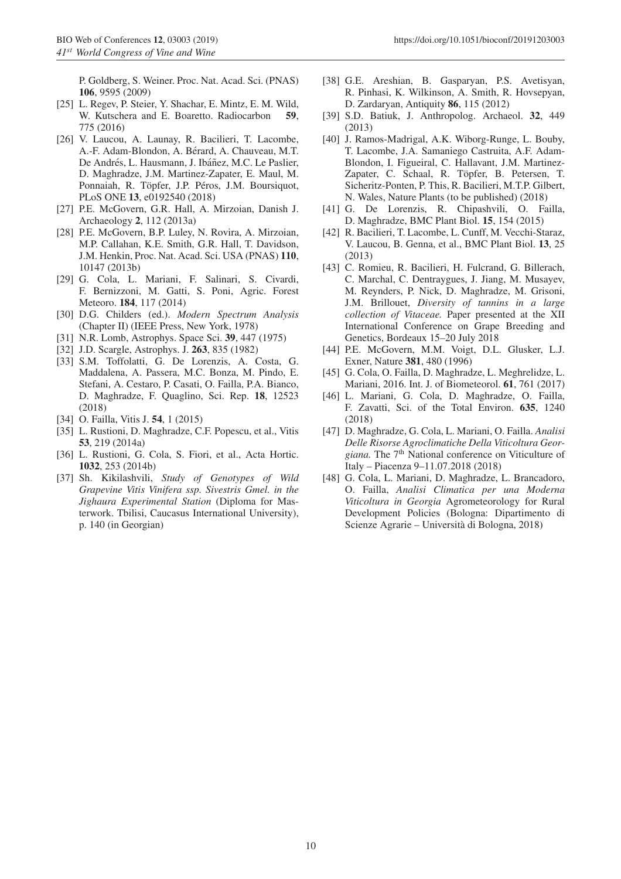P. Goldberg, S. Weiner. Proc. Nat. Acad. Sci. (PNAS) **106**, 9595 (2009)

[25] L. Regev, P. Steier, Y. Shachar, E. Mintz, E. M. Wild, W. Kutschera and E. Boaretto. Radiocarbon **59**, 775 (2016)

[26] V. Laucou, A. Launay, R. Bacilieri, T. Lacombe, A.-F. Adam-Blondon, A. Bérard, A. Chauveau, M.T. De Andrés, L. Hausmann, J. Ibáñez, M.C. Le Paslier, D. Maghradze, J.M. Martinez-Zapater, E. Maul, M. Ponnaiah, R. Töpfer, J.P. Péros, J.M. Boursiquot, PLoS ONE **13**, e0192540 (2018)

[27] P.E. McGovern, G.R. Hall, A. Mirzoian, Danish J. Archaeology **2**, 112 (2013a)

[28] P.E. McGovern, B.P. Luley, N. Rovira, A. Mirzoian, M.P. Callahan, K.E. Smith, G.R. Hall, T. Davidson, J.M. Henkin, Proc. Nat. Acad. Sci. USA (PNAS) **110**, 10147 (2013b)

[29] G. Cola, L. Mariani, F. Salinari, S. Civardi, F. Bernizzoni, M. Gatti, S. Poni, Agric. Forest Meteoro. **184**, 117 (2014)

[30] D.G. Childers (ed.). *Modern Spectrum Analysis* (Chapter II) (IEEE Press, New York, 1978)

[31] N.R. Lomb, Astrophys. Space Sci. **39**, 447 (1975)

[32] J.D. Scargle, Astrophys. J. **263**, 835 (1982)

[33] S.M. Toffolatti, G. De Lorenzis, A. Costa, G. Maddalena, A. Passera, M.C. Bonza, M. Pindo, E. Stefani, A. Cestaro, P. Casati, O. Failla, P.A. Bianco, D. Maghradze, F. Quaglino, Sci. Rep. **18**, 12523 (2018)

[34] O. Failla, Vitis J. **54**, 1 (2015)

[35] L. Rustioni, D. Maghradze, C.F. Popescu, et al., Vitis **53**, 219 (2014a)

[36] L. Rustioni, G. Cola, S. Fiori, et al., Acta Hortic. **1032**, 253 (2014b)

[37] Sh. Kikilashvili, *Study of Genotypes of Wild Grapevine Vitis Vinifera ssp. Sivestris Gmel. in the Jighaura Experimental Station* (Diploma for Masterwork. Tbilisi, Caucasus International University), p. 140 (in Georgian)

[38] G.E. Areshian, B. Gasparyan, P.S. Avetisyan, R. Pinhasi, K. Wilkinson, A. Smith, R. Hovsepyan, D. Zardaryan, Antiquity **86**, 115 (2012)

[39] S.D. Batiuk, J. Anthropolog. Archaeol. **32**, 449 (2013)

[40] J. Ramos-Madrigal, A.K. Wiborg-Runge, L. Bouby, T. Lacombe, J.A. Samaniego Castruita, A.F. Adam-Blondon, I. Figueiral, C. Hallavant, J.M. Martinez-Zapater, C. Schaal, R. Töpfer, B. Petersen, T. Sicheritz-Ponten, P. This, R. Bacilieri, M.T.P. Gilbert, N. Wales, Nature Plants (to be published) (2018)

[41] G. De Lorenzis, R. Chipashvili, O. Failla, D. Maghradze, BMC Plant Biol. **15**, 154 (2015)

[42] R. Bacilieri, T. Lacombe, L. Cunff, M. Vecchi-Staraz, V. Laucou, B. Genna, et al., BMC Plant Biol. **13**, 25 (2013)

[43] C. Romieu, R. Bacilieri, H. Fulcrand, G. Billerach, C. Marchal, C. Dentraygues, J. Jiang, M. Musayev, M. Reynders, P. Nick, D. Maghradze, M. Grisoni, J.M. Brillouet, *Diversity of tannins in a large collection of Vitaceae.* Paper presented at the XII International Conference on Grape Breeding and Genetics, Bordeaux 15–20 July 2018

[44] P.E. McGovern, M.M. Voigt, D.L. Glusker, L.J. Exner, Nature **381**, 480 (1996)

[45] G. Cola, O. Failla, D. Maghradze, L. Meghrelidze, L. Mariani, 2016. Int. J. of Biometeorol. **61**, 761 (2017)

[46] L. Mariani, G. Cola, D. Maghradze, O. Failla, F. Zavatti, Sci. of the Total Environ. **635**, 1240 (2018)

[47] D. Maghradze, G. Cola, L. Mariani, O. Failla. *Analisi Delle Risorse Agroclimatiche Della Viticoltura Georgiana.* The 7th National conference on Viticulture of Italy – Piacenza 9–11.07.2018 (2018)

[48] G. Cola, L. Mariani, D. Maghradze, L. Brancadoro, O. Failla, *Analisi Climatica per una Moderna Viticoltura in Georgia* Agrometeorology for Rural Development Policies (Bologna: Dipartimento di Scienze Agrarie – Università di Bologna, 2018)